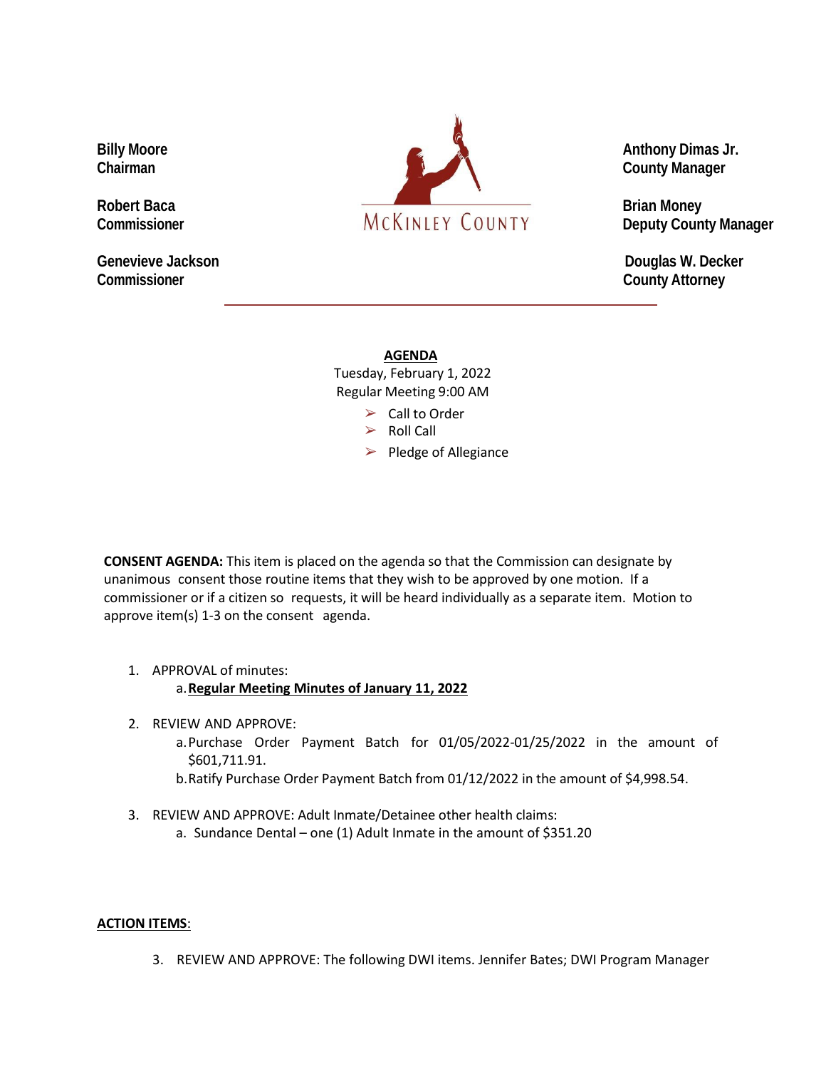Billy Moore
Chairman

Robert Baca
Commissioner

Genevieve Jackson
Commissioner

MCKINLEY COUNTY

Anthony Dimas Jr.
County Manager

Brian Money
Deputy County Manager

Douglas W. Decker
County Attorney

**AGENDA**

Tuesday, February 1, 2022

Regular Meeting 9:00 AM

- Call to Order
- Roll Call
- Pledge of Allegiance

**CONSENT AGENDA:** This item is placed on the agenda so that the Commission can designate by unanimous consent those routine items that they wish to be approved by one motion. If a commissioner or if a citizen so requests, it will be heard individually as a separate item. Motion to approve item(s) 1-3 on the consent agenda.

1. APPROVAL of minutes:
   a. **Regular Meeting Minutes of January 11, 2022**

2. REVIEW AND APPROVE:
   a. Purchase Order Payment Batch for 01/05/2022-01/25/2022 in the amount of $601,711.91.
   b. Ratify Purchase Order Payment Batch from 01/12/2022 in the amount of $4,998.54.

3. REVIEW AND APPROVE: Adult Inmate/Detainee other health claims:
   a. Sundance Dental – one (1) Adult Inmate in the amount of $351.20

**ACTION ITEMS**:

3. REVIEW AND APPROVE: The following DWI items. Jennifer Bates; DWI Program Manager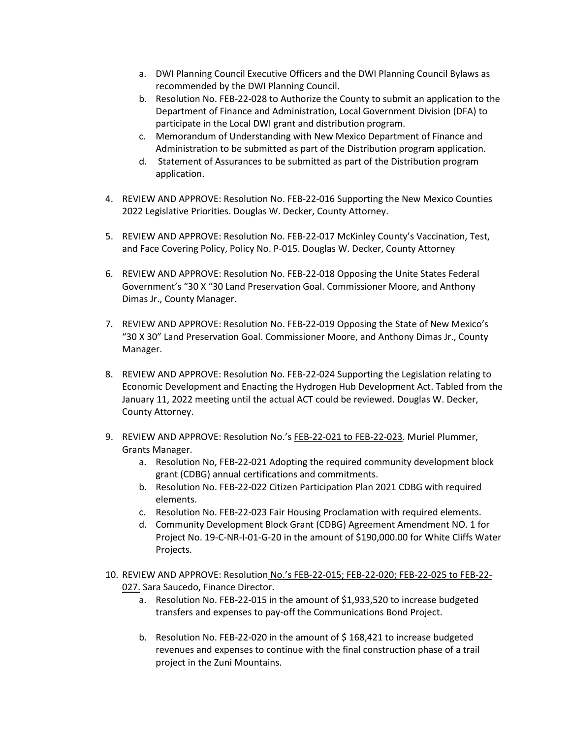a. DWI Planning Council Executive Officers and the DWI Planning Council Bylaws as recommended by the DWI Planning Council.
   b. Resolution No. FEB-22-028 to Authorize the County to submit an application to the Department of Finance and Administration, Local Government Division (DFA) to participate in the Local DWI grant and distribution program.
   c. Memorandum of Understanding with New Mexico Department of Finance and Administration to be submitted as part of the Distribution program application.
   d. Statement of Assurances to be submitted as part of the Distribution program application.

4. REVIEW AND APPROVE: Resolution No. FEB-22-016 Supporting the New Mexico Counties 2022 Legislative Priorities. Douglas W. Decker, County Attorney.

5. REVIEW AND APPROVE: Resolution No. FEB-22-017 McKinley County's Vaccination, Test, and Face Covering Policy, Policy No. P-015. Douglas W. Decker, County Attorney

6. REVIEW AND APPROVE: Resolution No. FEB-22-018 Opposing the Unite States Federal Government's "30 X "30 Land Preservation Goal. Commissioner Moore, and Anthony Dimas Jr., County Manager.

7. REVIEW AND APPROVE: Resolution No. FEB-22-019 Opposing the State of New Mexico's "30 X 30" Land Preservation Goal. Commissioner Moore, and Anthony Dimas Jr., County Manager.

8. REVIEW AND APPROVE: Resolution No. FEB-22-024 Supporting the Legislation relating to Economic Development and Enacting the Hydrogen Hub Development Act. Tabled from the January 11, 2022 meeting until the actual ACT could be reviewed. Douglas W. Decker, County Attorney.

9. REVIEW AND APPROVE: Resolution No.'s FEB-22-021 to FEB-22-023. Muriel Plummer, Grants Manager.
   a. Resolution No, FEB-22-021 Adopting the required community development block grant (CDBG) annual certifications and commitments.
   b. Resolution No. FEB-22-022 Citizen Participation Plan 2021 CDBG with required elements.
   c. Resolution No. FEB-22-023 Fair Housing Proclamation with required elements.
   d. Community Development Block Grant (CDBG) Agreement Amendment NO. 1 for Project No. 19-C-NR-I-01-G-20 in the amount of $190,000.00 for White Cliffs Water Projects.

10. REVIEW AND APPROVE: Resolution No.'s FEB-22-015; FEB-22-020; FEB-22-025 to FEB-22-027. Sara Saucedo, Finance Director.
    a. Resolution No. FEB-22-015 in the amount of $1,933,520 to increase budgeted transfers and expenses to pay-off the Communications Bond Project.
    b. Resolution No. FEB-22-020 in the amount of $ 168,421 to increase budgeted revenues and expenses to continue with the final construction phase of a trail project in the Zuni Mountains.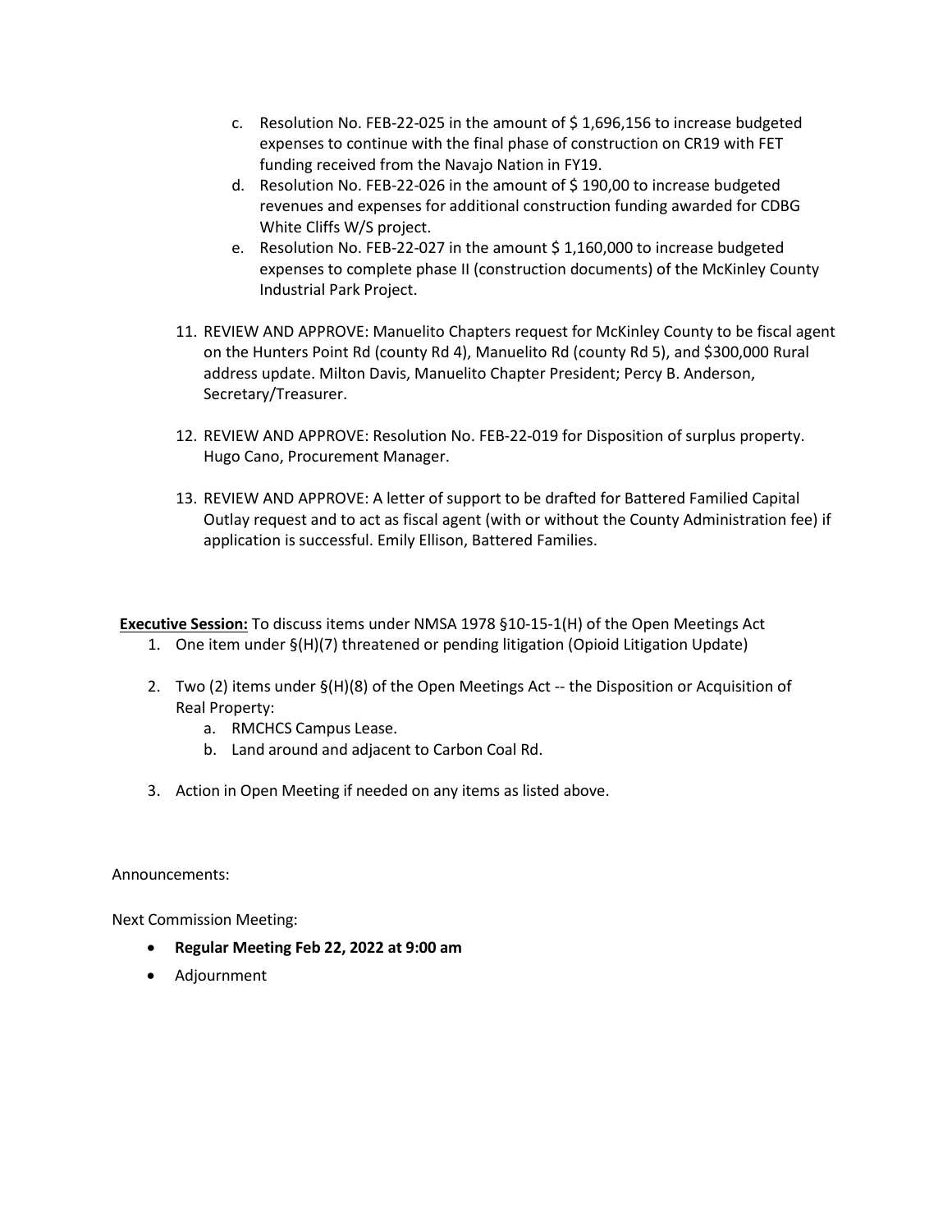c. Resolution No. FEB-22-025 in the amount of $ 1,696,156 to increase budgeted expenses to continue with the final phase of construction on CR19 with FET funding received from the Navajo Nation in FY19.
d. Resolution No. FEB-22-026 in the amount of $ 190,00 to increase budgeted revenues and expenses for additional construction funding awarded for CDBG White Cliffs W/S project.
e. Resolution No. FEB-22-027 in the amount $ 1,160,000 to increase budgeted expenses to complete phase II (construction documents) of the McKinley County Industrial Park Project.

11. REVIEW AND APPROVE: Manuelito Chapters request for McKinley County to be fiscal agent on the Hunters Point Rd (county Rd 4), Manuelito Rd (county Rd 5), and $300,000 Rural address update. Milton Davis, Manuelito Chapter President; Percy B. Anderson, Secretary/Treasurer.

12. REVIEW AND APPROVE: Resolution No. FEB-22-019 for Disposition of surplus property. Hugo Cano, Procurement Manager.

13. REVIEW AND APPROVE: A letter of support to be drafted for Battered Familied Capital Outlay request and to act as fiscal agent (with or without the County Administration fee) if application is successful. Emily Ellison, Battered Families.

**Executive Session:** To discuss items under NMSA 1978 §10-15-1(H) of the Open Meetings Act

1. One item under §(H)(7) threatened or pending litigation (Opioid Litigation Update)

2. Two (2) items under §(H)(8) of the Open Meetings Act -- the Disposition or Acquisition of Real Property:
   a. RMCHCS Campus Lease.
   b. Land around and adjacent to Carbon Coal Rd.

3. Action in Open Meeting if needed on any items as listed above.

Announcements:

Next Commission Meeting:

- **Regular Meeting Feb 22, 2022 at 9:00 am**
- Adjournment